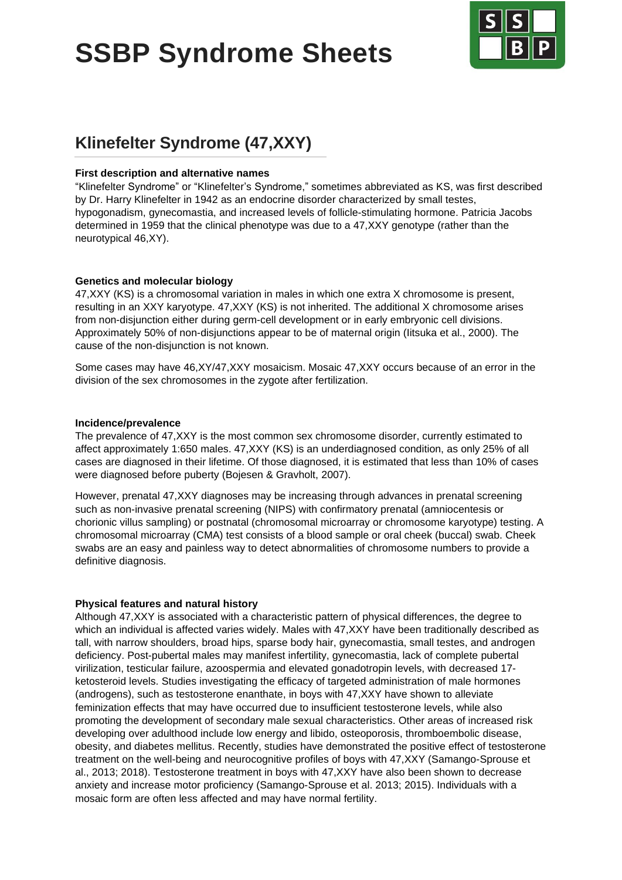# SSBP Syndrome Sheets

## Klinefelter Syndrome (47,XXY)

### First description and alternative names

"Klinefelter Syndrome" or "Klinefelter's Syndrome," sometimes abbreviated as KS, was first described by Dr. Harry Klinefelter in 1942 as an endocrine disorder characterized by small testes, hypogonadism, gynecomastia, and increased levels of follicle-stimulating hormone. Patricia Jacobs determined in 1959 that the clinical phenotype was due to a 47,XXY genotype (rather than the neurotypical 46,XY).

### Genetics and molecular biology

47,XXY (KS) is a chromosomal variation in males in which one extra X chromosome is present, resulting in an XXY karyotype. 47,XXY (KS) is not inherited. The additional X chromosome arises from non-disjunction either during germ-cell development or in early embryonic cell divisions. Approximately 50% of non-disjunctions appear to be of maternal origin (Iitsuka et al., 2000). The cause of the non-disjunction is not known.

Some cases may have 46,XY/47,XXY mosaicism. Mosaic 47,XXY occurs because of an error in the division of the sex chromosomes in the zygote after fertilization.

### Incidence/prevalence

The prevalence of 47,XXY is the most common sex chromosome disorder, currently estimated to affect approximately 1:650 males. 47,XXY (KS) is an underdiagnosed condition, as only 25% of all cases are diagnosed in their lifetime. Of those diagnosed, it is estimated that less than 10% of cases were diagnosed before puberty (Bojesen & Gravholt, 2007).

However, prenatal 47,XXY diagnoses may be increasing through advances in prenatal screening such as non-invasive prenatal screening (NIPS) with confirmatory prenatal (amniocentesis or chorionic villus sampling) or postnatal (chromosomal microarray or chromosome karyotype) testing. A chromosomal microarray (CMA) test consists of a blood sample or oral cheek (buccal) swab. Cheek swabs are an easy and painless way to detect abnormalities of chromosome numbers to provide a definitive diagnosis.

### Physical features and natural history

Although 47,XXY is associated with a characteristic pattern of physical differences, the degree to which an individual is affected varies widely. Males with 47,XXY have been traditionally described as tall, with narrow shoulders, broad hips, sparse body hair, gynecomastia, small testes, and androgen deficiency. Post-pubertal males may manifest infertility, gynecomastia, lack of complete pubertal virilization, testicular failure, azoospermia and elevated gonadotropin levels, with decreased 17-ketosteroid levels. Studies investigating the efficacy of targeted administration of male hormones (androgens), such as testosterone enanthate, in boys with 47,XXY have shown to alleviate feminization effects that may have occurred due to insufficient testosterone levels, while also promoting the development of secondary male sexual characteristics. Other areas of increased risk developing over adulthood include low energy and libido, osteoporosis, thromboembolic disease, obesity, and diabetes mellitus. Recently, studies have demonstrated the positive effect of testosterone treatment on the well-being and neurocognitive profiles of boys with 47,XXY (Samango-Sprouse et al., 2013; 2018). Testosterone treatment in boys with 47,XXY have also been shown to decrease anxiety and increase motor proficiency (Samango-Sprouse et al. 2013; 2015). Individuals with a mosaic form are often less affected and may have normal fertility.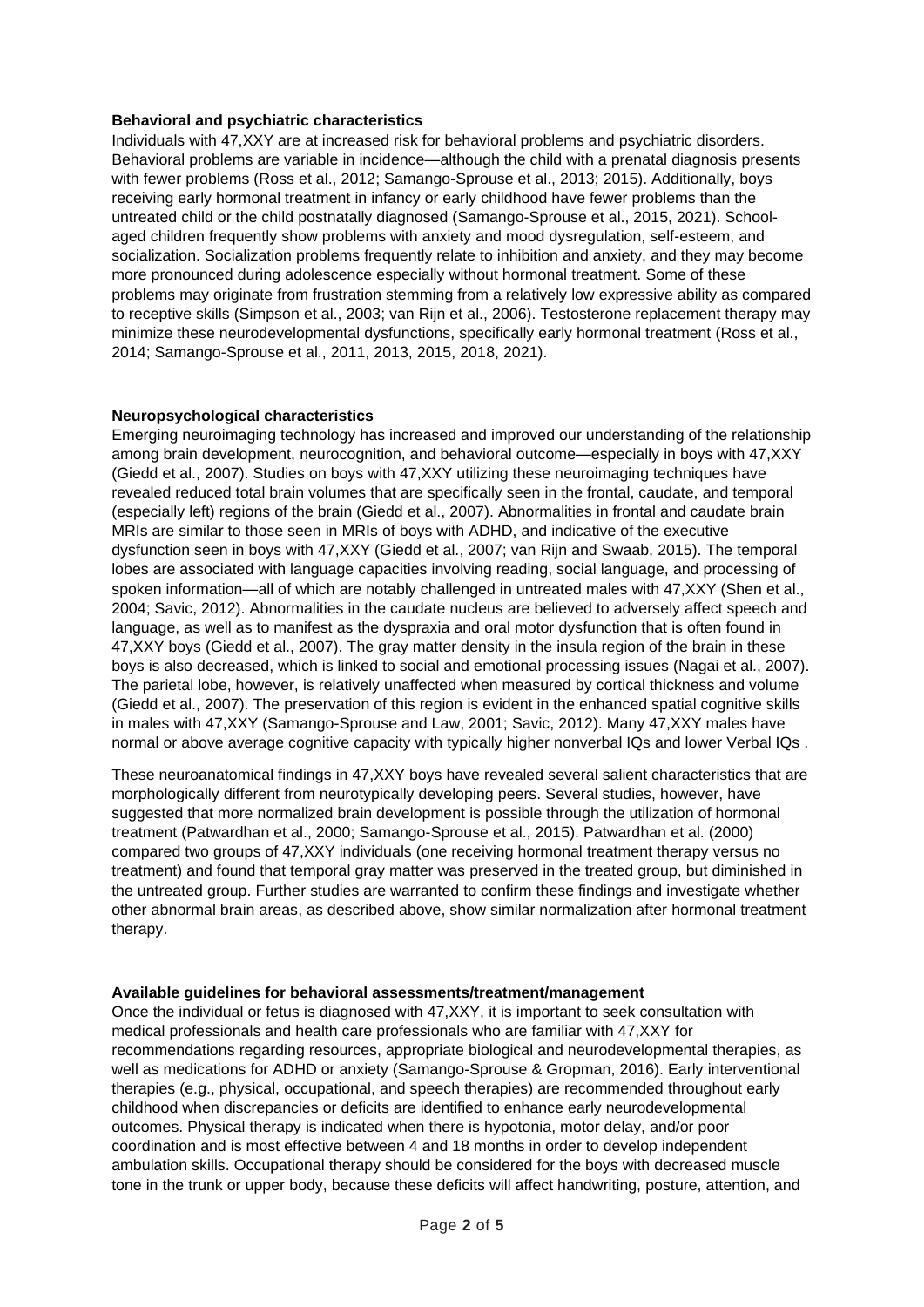**Behavioral and psychiatric characteristics**

Individuals with 47,XXY are at increased risk for behavioral problems and psychiatric disorders. Behavioral problems are variable in incidence—although the child with a prenatal diagnosis presents with fewer problems (Ross et al., 2012; Samango-Sprouse et al., 2013; 2015). Additionally, boys receiving early hormonal treatment in infancy or early childhood have fewer problems than the untreated child or the child postnatally diagnosed (Samango-Sprouse et al., 2015, 2021). School-aged children frequently show problems with anxiety and mood dysregulation, self-esteem, and socialization. Socialization problems frequently relate to inhibition and anxiety, and they may become more pronounced during adolescence especially without hormonal treatment. Some of these problems may originate from frustration stemming from a relatively low expressive ability as compared to receptive skills (Simpson et al., 2003; van Rijn et al., 2006). Testosterone replacement therapy may minimize these neurodevelopmental dysfunctions, specifically early hormonal treatment (Ross et al., 2014; Samango-Sprouse et al., 2011, 2013, 2015, 2018, 2021).

**Neuropsychological characteristics**

Emerging neuroimaging technology has increased and improved our understanding of the relationship among brain development, neurocognition, and behavioral outcome—especially in boys with 47,XXY (Giedd et al., 2007). Studies on boys with 47,XXY utilizing these neuroimaging techniques have revealed reduced total brain volumes that are specifically seen in the frontal, caudate, and temporal (especially left) regions of the brain (Giedd et al., 2007). Abnormalities in frontal and caudate brain MRIs are similar to those seen in MRIs of boys with ADHD, and indicative of the executive dysfunction seen in boys with 47,XXY (Giedd et al., 2007; van Rijn and Swaab, 2015). The temporal lobes are associated with language capacities involving reading, social language, and processing of spoken information—all of which are notably challenged in untreated males with 47,XXY (Shen et al., 2004; Savic, 2012). Abnormalities in the caudate nucleus are believed to adversely affect speech and language, as well as to manifest as the dyspraxia and oral motor dysfunction that is often found in 47,XXY boys (Giedd et al., 2007). The gray matter density in the insula region of the brain in these boys is also decreased, which is linked to social and emotional processing issues (Nagai et al., 2007). The parietal lobe, however, is relatively unaffected when measured by cortical thickness and volume (Giedd et al., 2007). The preservation of this region is evident in the enhanced spatial cognitive skills in males with 47,XXY (Samango-Sprouse and Law, 2001; Savic, 2012). Many 47,XXY males have normal or above average cognitive capacity with typically higher nonverbal IQs and lower Verbal IQs .

These neuroanatomical findings in 47,XXY boys have revealed several salient characteristics that are morphologically different from neurotypically developing peers. Several studies, however, have suggested that more normalized brain development is possible through the utilization of hormonal treatment (Patwardhan et al., 2000; Samango-Sprouse et al., 2015). Patwardhan et al. (2000) compared two groups of 47,XXY individuals (one receiving hormonal treatment therapy versus no treatment) and found that temporal gray matter was preserved in the treated group, but diminished in the untreated group. Further studies are warranted to confirm these findings and investigate whether other abnormal brain areas, as described above, show similar normalization after hormonal treatment therapy.

**Available guidelines for behavioral assessments/treatment/management**

Once the individual or fetus is diagnosed with 47,XXY, it is important to seek consultation with medical professionals and health care professionals who are familiar with 47,XXY for recommendations regarding resources, appropriate biological and neurodevelopmental therapies, as well as medications for ADHD or anxiety (Samango-Sprouse & Gropman, 2016). Early interventional therapies (e.g., physical, occupational, and speech therapies) are recommended throughout early childhood when discrepancies or deficits are identified to enhance early neurodevelopmental outcomes. Physical therapy is indicated when there is hypotonia, motor delay, and/or poor coordination and is most effective between 4 and 18 months in order to develop independent ambulation skills. Occupational therapy should be considered for the boys with decreased muscle tone in the trunk or upper body, because these deficits will affect handwriting, posture, attention, and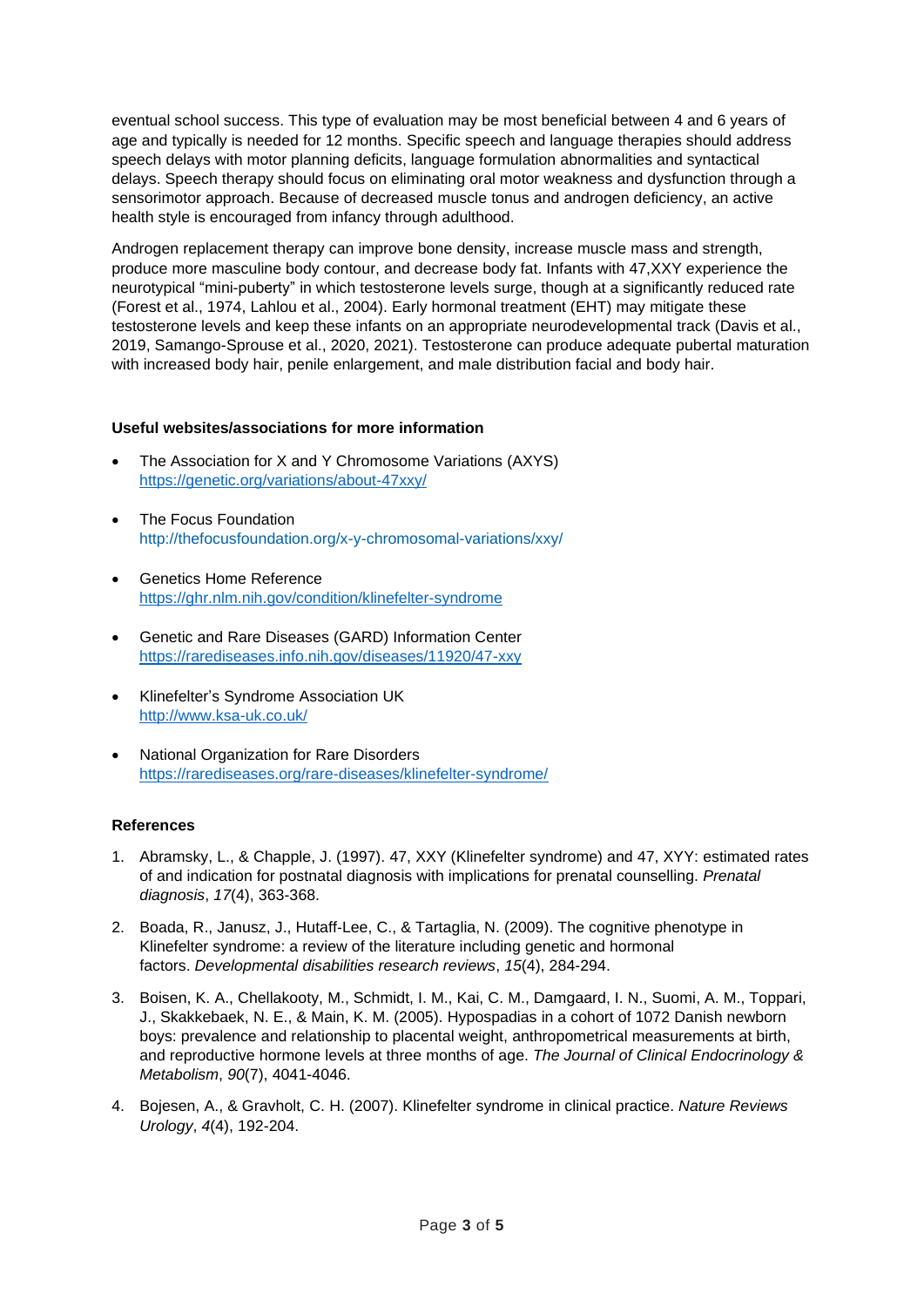eventual school success. This type of evaluation may be most beneficial between 4 and 6 years of age and typically is needed for 12 months. Specific speech and language therapies should address speech delays with motor planning deficits, language formulation abnormalities and syntactical delays. Speech therapy should focus on eliminating oral motor weakness and dysfunction through a sensorimotor approach. Because of decreased muscle tonus and androgen deficiency, an active health style is encouraged from infancy through adulthood.

Androgen replacement therapy can improve bone density, increase muscle mass and strength, produce more masculine body contour, and decrease body fat. Infants with 47,XXY experience the neurotypical "mini-puberty" in which testosterone levels surge, though at a significantly reduced rate (Forest et al., 1974, Lahlou et al., 2004). Early hormonal treatment (EHT) may mitigate these testosterone levels and keep these infants on an appropriate neurodevelopmental track (Davis et al., 2019, Samango-Sprouse et al., 2020, 2021). Testosterone can produce adequate pubertal maturation with increased body hair, penile enlargement, and male distribution facial and body hair.

**Useful websites/associations for more information**

- The Association for X and Y Chromosome Variations (AXYS)
  https://genetic.org/variations/about-47xxy/
- The Focus Foundation
  http://thefocusfoundation.org/x-y-chromosomal-variations/xxy/
- Genetics Home Reference
  https://ghr.nlm.nih.gov/condition/klinefelter-syndrome
- Genetic and Rare Diseases (GARD) Information Center
  https://rarediseases.info.nih.gov/diseases/11920/47-xxy
- Klinefelter's Syndrome Association UK
  http://www.ksa-uk.co.uk/
- National Organization for Rare Disorders
  https://rarediseases.org/rare-diseases/klinefelter-syndrome/

**References**

1. Abramsky, L., & Chapple, J. (1997). 47, XXY (Klinefelter syndrome) and 47, XYY: estimated rates of and indication for postnatal diagnosis with implications for prenatal counselling. *Prenatal diagnosis*, *17*(4), 363-368.
2. Boada, R., Janusz, J., Hutaff-Lee, C., & Tartaglia, N. (2009). The cognitive phenotype in Klinefelter syndrome: a review of the literature including genetic and hormonal factors. *Developmental disabilities research reviews*, *15*(4), 284-294.
3. Boisen, K. A., Chellakooty, M., Schmidt, I. M., Kai, C. M., Damgaard, I. N., Suomi, A. M., Toppari, J., Skakkebaek, N. E., & Main, K. M. (2005). Hypospadias in a cohort of 1072 Danish newborn boys: prevalence and relationship to placental weight, anthropometrical measurements at birth, and reproductive hormone levels at three months of age. *The Journal of Clinical Endocrinology & Metabolism*, *90*(7), 4041-4046.
4. Bojesen, A., & Gravholt, C. H. (2007). Klinefelter syndrome in clinical practice. *Nature Reviews Urology*, *4*(4), 192-204.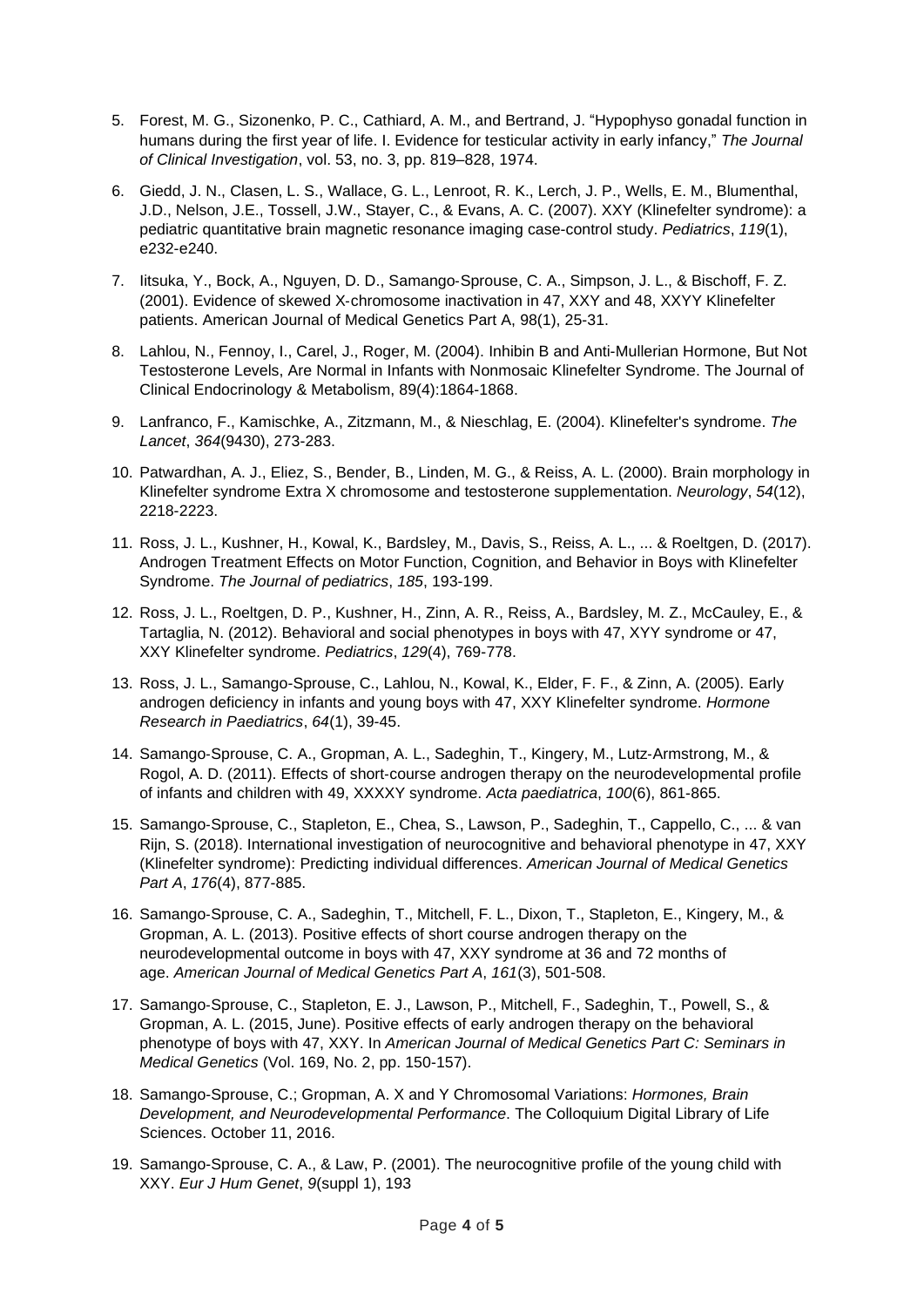5. Forest, M. G., Sizonenko, P. C., Cathiard, A. M., and Bertrand, J. "Hypophyso gonadal function in humans during the first year of life. I. Evidence for testicular activity in early infancy," *The Journal of Clinical Investigation*, vol. 53, no. 3, pp. 819–828, 1974.

6. Giedd, J. N., Clasen, L. S., Wallace, G. L., Lenroot, R. K., Lerch, J. P., Wells, E. M., Blumenthal, J.D., Nelson, J.E., Tossell, J.W., Stayer, C., & Evans, A. C. (2007). XXY (Klinefelter syndrome): a pediatric quantitative brain magnetic resonance imaging case-control study. *Pediatrics*, *119*(1), e232-e240.

7. Iitsuka, Y., Bock, A., Nguyen, D. D., Samango‐Sprouse, C. A., Simpson, J. L., & Bischoff, F. Z. (2001). Evidence of skewed X‐chromosome inactivation in 47, XXY and 48, XXYY Klinefelter patients. American Journal of Medical Genetics Part A, 98(1), 25-31.

8. Lahlou, N., Fennoy, I., Carel, J., Roger, M. (2004). Inhibin B and Anti-Mullerian Hormone, But Not Testosterone Levels, Are Normal in Infants with Nonmosaic Klinefelter Syndrome. The Journal of Clinical Endocrinology & Metabolism, 89(4):1864-1868.

9. Lanfranco, F., Kamischke, A., Zitzmann, M., & Nieschlag, E. (2004). Klinefelter's syndrome. *The Lancet*, *364*(9430), 273-283.

10. Patwardhan, A. J., Eliez, S., Bender, B., Linden, M. G., & Reiss, A. L. (2000). Brain morphology in Klinefelter syndrome Extra X chromosome and testosterone supplementation. *Neurology*, *54*(12), 2218-2223.

11. Ross, J. L., Kushner, H., Kowal, K., Bardsley, M., Davis, S., Reiss, A. L., ... & Roeltgen, D. (2017). Androgen Treatment Effects on Motor Function, Cognition, and Behavior in Boys with Klinefelter Syndrome. *The Journal of pediatrics*, *185*, 193-199.

12. Ross, J. L., Roeltgen, D. P., Kushner, H., Zinn, A. R., Reiss, A., Bardsley, M. Z., McCauley, E., & Tartaglia, N. (2012). Behavioral and social phenotypes in boys with 47, XYY syndrome or 47, XXY Klinefelter syndrome. *Pediatrics*, *129*(4), 769-778.

13. Ross, J. L., Samango-Sprouse, C., Lahlou, N., Kowal, K., Elder, F. F., & Zinn, A. (2005). Early androgen deficiency in infants and young boys with 47, XXY Klinefelter syndrome. *Hormone Research in Paediatrics*, *64*(1), 39-45.

14. Samango‐Sprouse, C. A., Gropman, A. L., Sadeghin, T., Kingery, M., Lutz‐Armstrong, M., & Rogol, A. D. (2011). Effects of short‐course androgen therapy on the neurodevelopmental profile of infants and children with 49, XXXXY syndrome. *Acta paediatrica*, *100*(6), 861-865.

15. Samango‐Sprouse, C., Stapleton, E., Chea, S., Lawson, P., Sadeghin, T., Cappello, C., ... & van Rijn, S. (2018). International investigation of neurocognitive and behavioral phenotype in 47, XXY (Klinefelter syndrome): Predicting individual differences. *American Journal of Medical Genetics Part A*, *176*(4), 877-885.

16. Samango‐Sprouse, C. A., Sadeghin, T., Mitchell, F. L., Dixon, T., Stapleton, E., Kingery, M., & Gropman, A. L. (2013). Positive effects of short course androgen therapy on the neurodevelopmental outcome in boys with 47, XXY syndrome at 36 and 72 months of age. *American Journal of Medical Genetics Part A*, *161*(3), 501-508.

17. Samango‐Sprouse, C., Stapleton, E. J., Lawson, P., Mitchell, F., Sadeghin, T., Powell, S., & Gropman, A. L. (2015, June). Positive effects of early androgen therapy on the behavioral phenotype of boys with 47, XXY. In *American Journal of Medical Genetics Part C: Seminars in Medical Genetics* (Vol. 169, No. 2, pp. 150-157).

18. Samango-Sprouse, C.; Gropman, A. X and Y Chromosomal Variations: *Hormones, Brain Development, and Neurodevelopmental Performance*. The Colloquium Digital Library of Life Sciences. October 11, 2016.

19. Samango-Sprouse, C. A., & Law, P. (2001). The neurocognitive profile of the young child with XXY. *Eur J Hum Genet*, *9*(suppl 1), 193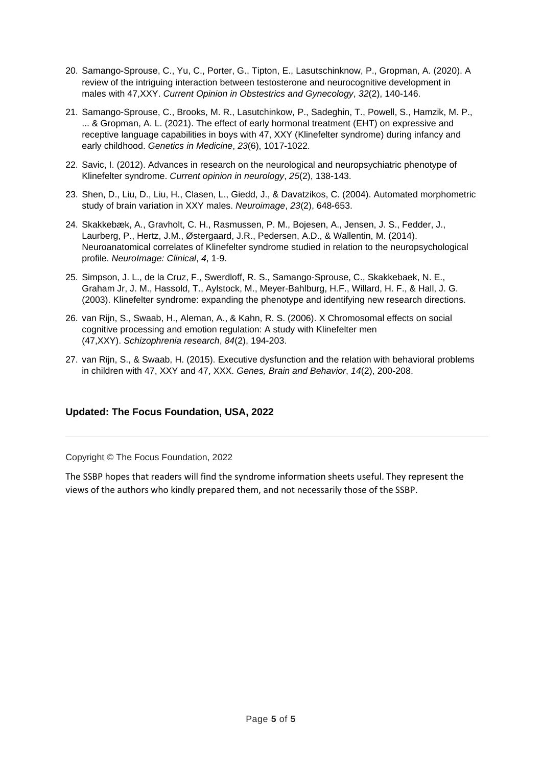20. Samango-Sprouse, C., Yu, C., Porter, G., Tipton, E., Lasutschinknow, P., Gropman, A. (2020). A review of the intriguing interaction between testosterone and neurocognitive development in males with 47,XXY. *Current Opinion in Obstestrics and Gynecology*, *32*(2), 140-146.

21. Samango-Sprouse, C., Brooks, M. R., Lasutchinkow, P., Sadeghin, T., Powell, S., Hamzik, M. P., ... & Gropman, A. L. (2021). The effect of early hormonal treatment (EHT) on expressive and receptive language capabilities in boys with 47, XXY (Klinefelter syndrome) during infancy and early childhood. *Genetics in Medicine*, *23*(6), 1017-1022.

22. Savic, I. (2012). Advances in research on the neurological and neuropsychiatric phenotype of Klinefelter syndrome. *Current opinion in neurology*, *25*(2), 138-143.

23. Shen, D., Liu, D., Liu, H., Clasen, L., Giedd, J., & Davatzikos, C. (2004). Automated morphometric study of brain variation in XXY males. *Neuroimage*, *23*(2), 648-653.

24. Skakkebæk, A., Gravholt, C. H., Rasmussen, P. M., Bojesen, A., Jensen, J. S., Fedder, J., Laurberg, P., Hertz, J.M., Østergaard, J.R., Pedersen, A.D., & Wallentin, M. (2014). Neuroanatomical correlates of Klinefelter syndrome studied in relation to the neuropsychological profile. *NeuroImage: Clinical*, *4*, 1-9.

25. Simpson, J. L., de la Cruz, F., Swerdloff, R. S., Samango-Sprouse, C., Skakkebaek, N. E., Graham Jr, J. M., Hassold, T., Aylstock, M., Meyer-Bahlburg, H.F., Willard, H. F., & Hall, J. G. (2003). Klinefelter syndrome: expanding the phenotype and identifying new research directions.

26. van Rijn, S., Swaab, H., Aleman, A., & Kahn, R. S. (2006). X Chromosomal effects on social cognitive processing and emotion regulation: A study with Klinefelter men (47,XXY). *Schizophrenia research*, *84*(2), 194-203.

27. van Rijn, S., & Swaab, H. (2015). Executive dysfunction and the relation with behavioral problems in children with 47, XXY and 47, XXX. *Genes, Brain and Behavior*, *14*(2), 200-208.

**Updated: The Focus Foundation, USA, 2022**

---

Copyright © The Focus Foundation, 2022

The SSBP hopes that readers will find the syndrome information sheets useful. They represent the views of the authors who kindly prepared them, and not necessarily those of the SSBP.